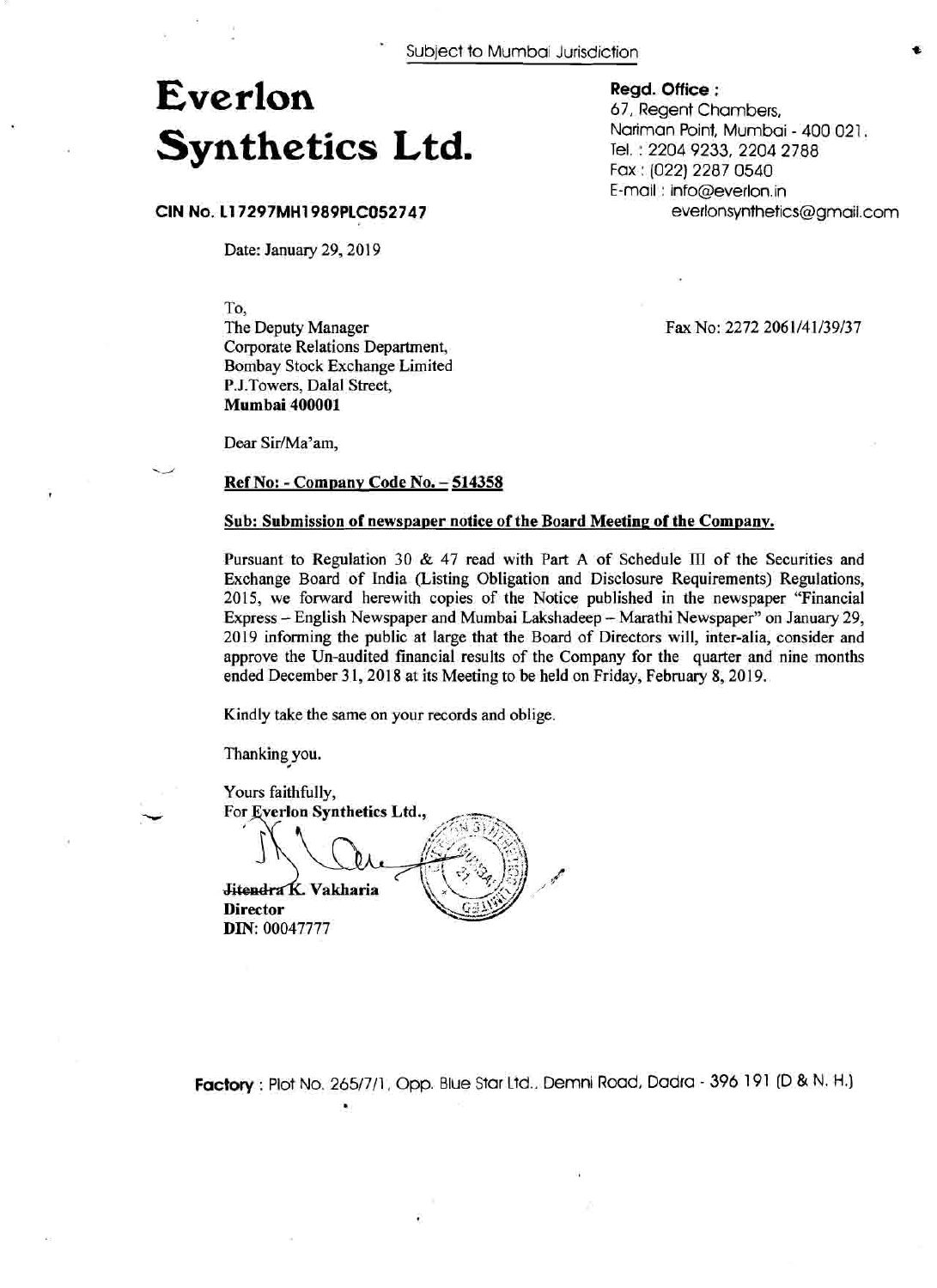Subject to Mumbai Jurisdiction

# Everlon Synthetics Ltd.

**CIN No. L17297MH1989PLC052747**

**Regd. Office :**
67, Regent Chambers,
Nariman Point, Mumbai - 400 021.
Tel. : 2204 9233, 2204 2788
Fax : (022) 2287 0540
E-mail : info@everlon.in
everlonsynthetics@gmail.com

Date: January 29, 2019

To,
The Deputy Manager
Corporate Relations Department,
Bombay Stock Exchange Limited
P.J.Towers, Dalal Street,
**Mumbai 400001**

Fax No: 2272 2061/41/39/37

Dear Sir/Ma'am,

**Ref No: - Company Code No. – 514358**

**Sub: Submission of newspaper notice of the Board Meeting of the Company.**

Pursuant to Regulation 30 & 47 read with Part A of Schedule III of the Securities and Exchange Board of India (Listing Obligation and Disclosure Requirements) Regulations, 2015, we forward herewith copies of the Notice published in the newspaper "Financial Express – English Newspaper and Mumbai Lakshadeep – Marathi Newspaper" on January 29, 2019 informing the public at large that the Board of Directors will, inter-alia, consider and approve the Un-audited financial results of the Company for the quarter and nine months ended December 31, 2018 at its Meeting to be held on Friday, February 8, 2019.

Kindly take the same on your records and oblige.

Thanking you.

Yours faithfully,
For Everlon Synthetics Ltd.,

**Jitendra K. Vakharia**
**Director**
**DIN**: 00047777

**Factory** : Plot No. 265/7/1, Opp. Blue Star Ltd., Demni Road, Dadra - 396 191 (D & N. H.)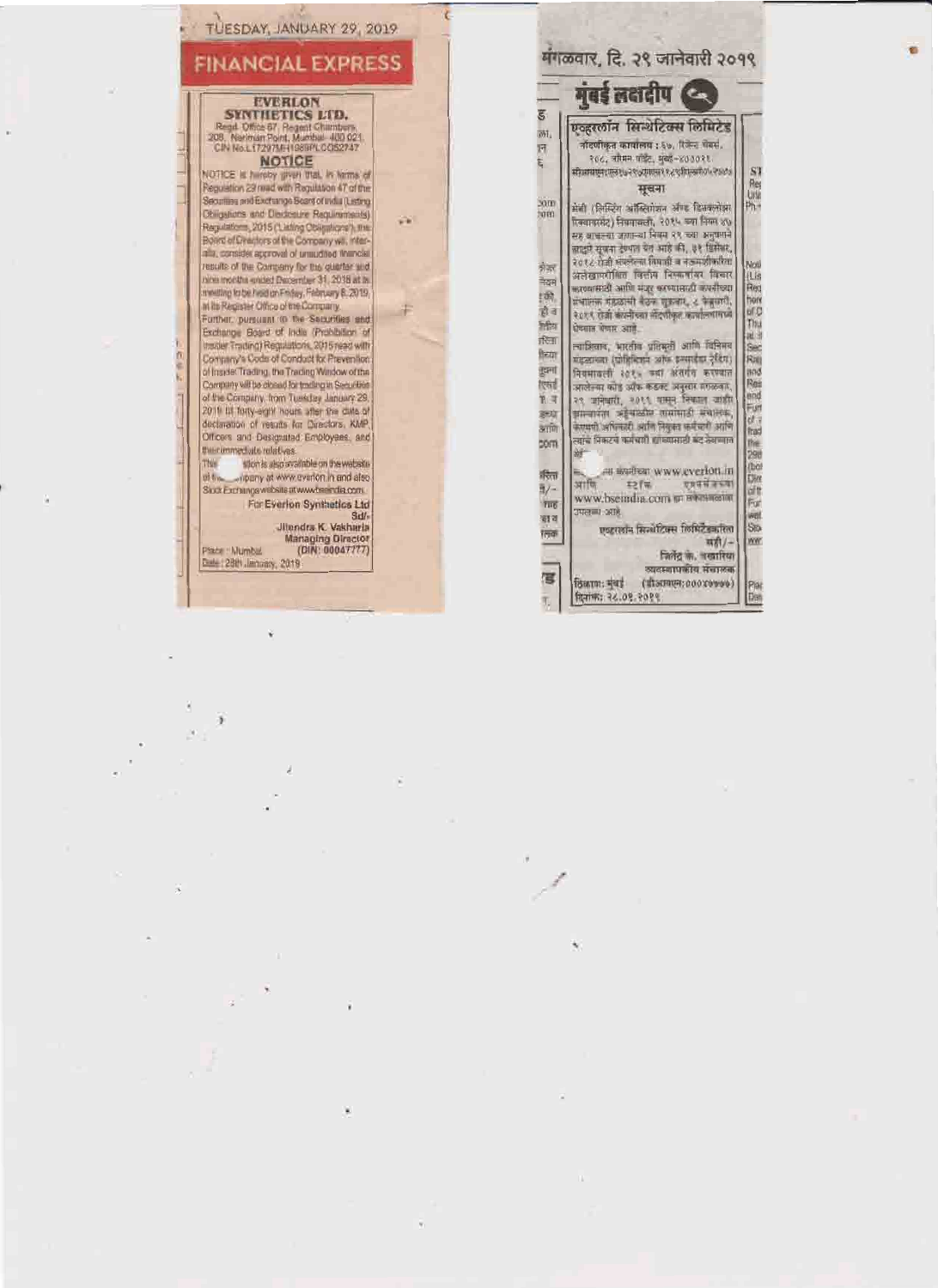TUESDAY, JANUARY 29, 2019

FINANCIAL EXPRESS

**EVERLON SYNTHETICS LTD.**

Regd. Office 67, Regent Chambers, 208, Nariman Point, Mumbai- 400 021. CIN No.L17297MH1989PLC052747

## NOTICE

NOTICE is hereby given that, in terms of Regulation 29 read with Regulation 47 of the Securities and Exchange Board of India (Listing Obligations and Disclosure Requirements) Regulations, 2015 ("Listing Obligations"), the Board of Directors of the Company will, inter-alia, consider approval of unaudited financial results of the Company for the quarter and nine months ended December 31, 2018 at its meeting to be held on Friday, February 8, 2019, at its Register Office of the Company.

Further, pursuant to the Securities and Exchange Board of India (Prohibition of Insider Trading) Regulations, 2015 read with Company's Code of Conduct for Prevention of Insider Trading, the Trading Window of the Company will be closed for trading in Securities of the Company, from Tuesday January 29, 2019 till forty-eight hours after the date of declaration of results for Directors, KMP, Officers and Designated Employees, and their immediate relatives.

This ...ation is also available on the website of the ...mpany at www.everlon.in and also Stock Exchange website at www.bseindia.com.

For Everlon Synthetics Ltd

Sd/-

Jitendra K. Vakharia

Managing Director

(DIN: 00047777)

Place : Mumbai

Date : 28th January, 2019

---

मंगळवार, दि. २९ जानेवारी २०१९

मुंबई लक्षदीप

**एव्हरलॉन सिन्थेटिक्स लिमिटेड**

नोंदणीकृत कार्यालय : ६७, रिजन्ट चेंबर्स, २०८, नरिमन पॉईंट, मुंबई-४०००२१.

सीआयएन:एल१७२९७एमएच१९८९पीएलसी०५२७४७

## सूचना

सेबी (लिस्टिंग ऑब्लिगेशन अँड डिस्क्लोजर रिक्वायरमेंट) नियमावली, २०१५ च्या नियम ४७ सह वाचलेल्या नियम २९ च्या अनुसार येथे सूचना देण्यात येत आहे की, ३१ डिसेंबर, २०१८ रोजी संपलेल्या तिमाही व नऊमाहीकरिता अलेखापरीक्षित वित्तीय निष्कर्षांवर विचार करण्यासाठी आणि मंजूर करण्यासाठी कंपनीच्या संचालक मंडळाची बैठक शुक्रवार, ८ फेब्रुवारी, २०१९ रोजी कंपनीच्या नोंदणीकृत कार्यालयामध्ये घेण्यात येणार आहे.

त्याशिवाय, भारतीय प्रतिभूती आणि विनिमय मंडळाच्या (प्रोहिबिशन ऑफ इन्सायडर ट्रेडिंग) नियमावली २०१५ च्या अंतर्गत करण्यात आलेल्या कोड ऑफ कंडक्ट अनुसार मंगळवार, २९ जानेवारी, २०१९ पासून निकाल जाहीर झाल्यानंतर ४८ तासांपर्यंत संचालक, कंपनी अधिकारी आणि नियुक्त कर्मचारी आणि त्यांचे निकटचे नातेवाईक यांच्यासाठी बंद ठेवण्यात येईल.

सदर सूचना कंपनीच्या www.everlon.in आणि स्टॉक एक्सचेंजच्या www.bseindia.com या वेबसाईटवर उपलब्ध आहे.

एव्हरलॉन सिन्थेटिक्स लिमिटेडकरिता

सही/-

जितेंद्र के. वखारिया

व्यवस्थापकीय संचालक

(डीआयएन:०००४७७७७)

ठिकाण: मुंबई

दिनांक: २८.०१.२०१९